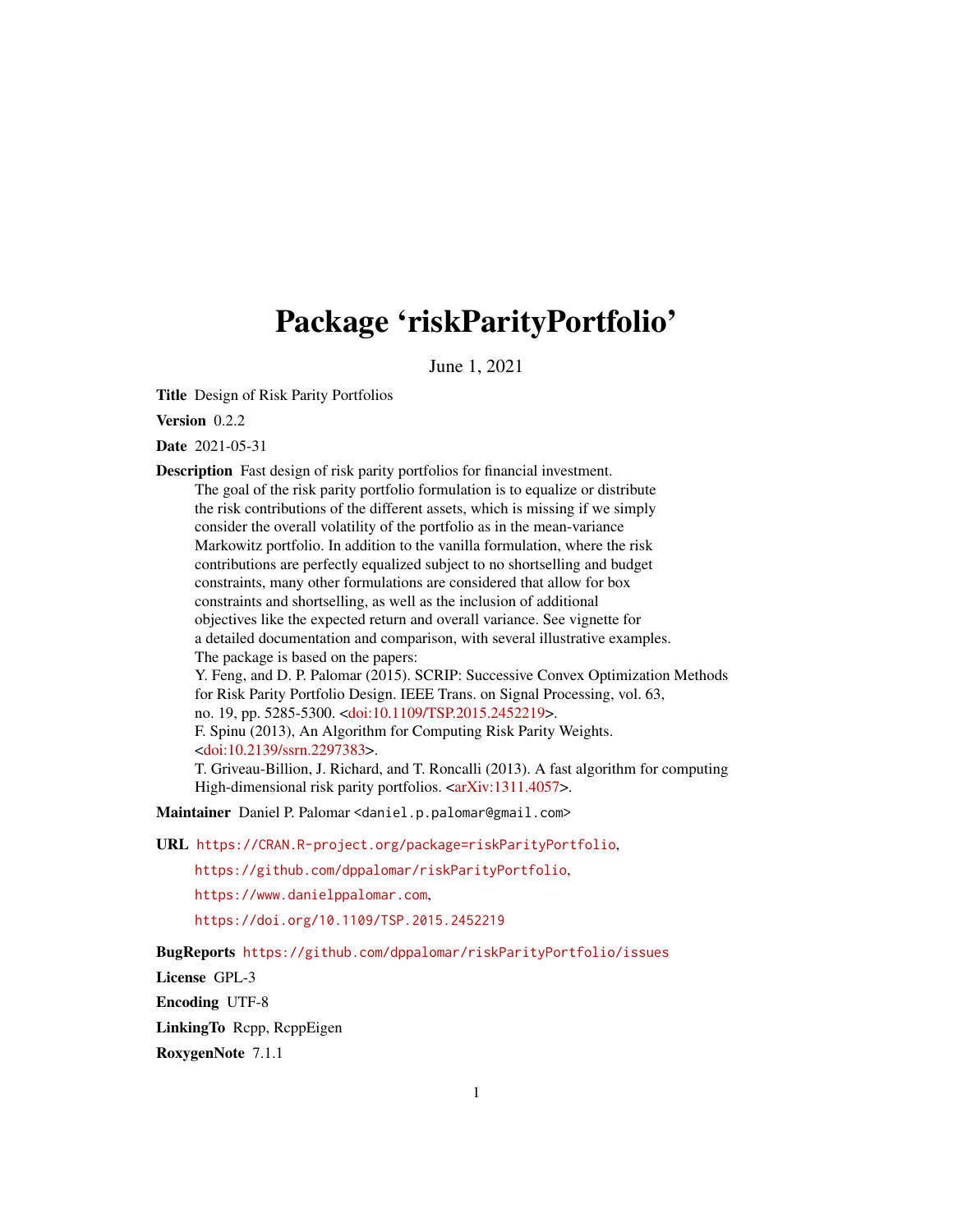# Package 'riskParityPortfolio'

June 1, 2021

**Title** Design of Risk Parity Portfolios

**Version** 0.2.2

**Date** 2021-05-31

**Description** Fast design of risk parity portfolios for financial investment. The goal of the risk parity portfolio formulation is to equalize or distribute the risk contributions of the different assets, which is missing if we simply consider the overall volatility of the portfolio as in the mean-variance Markowitz portfolio. In addition to the vanilla formulation, where the risk contributions are perfectly equalized subject to no shortselling and budget constraints, many other formulations are considered that allow for box constraints and shortselling, as well as the inclusion of additional objectives like the expected return and overall variance. See vignette for a detailed documentation and comparison, with several illustrative examples. The package is based on the papers:
Y. Feng, and D. P. Palomar (2015). SCRIP: Successive Convex Optimization Methods for Risk Parity Portfolio Design. IEEE Trans. on Signal Processing, vol. 63, no. 19, pp. 5285-5300. <doi:10.1109/TSP.2015.2452219>.
F. Spinu (2013), An Algorithm for Computing Risk Parity Weights. <doi:10.2139/ssrn.2297383>.
T. Griveau-Billion, J. Richard, and T. Roncalli (2013). A fast algorithm for computing High-dimensional risk parity portfolios. <arXiv:1311.4057>.

**Maintainer** Daniel P. Palomar <daniel.p.palomar@gmail.com>

**URL** https://CRAN.R-project.org/package=riskParityPortfolio,
https://github.com/dppalomar/riskParityPortfolio,
https://www.danielppalomar.com,
https://doi.org/10.1109/TSP.2015.2452219

**BugReports** https://github.com/dppalomar/riskParityPortfolio/issues

**License** GPL-3

**Encoding** UTF-8

**LinkingTo** Rcpp, RcppEigen

**RoxygenNote** 7.1.1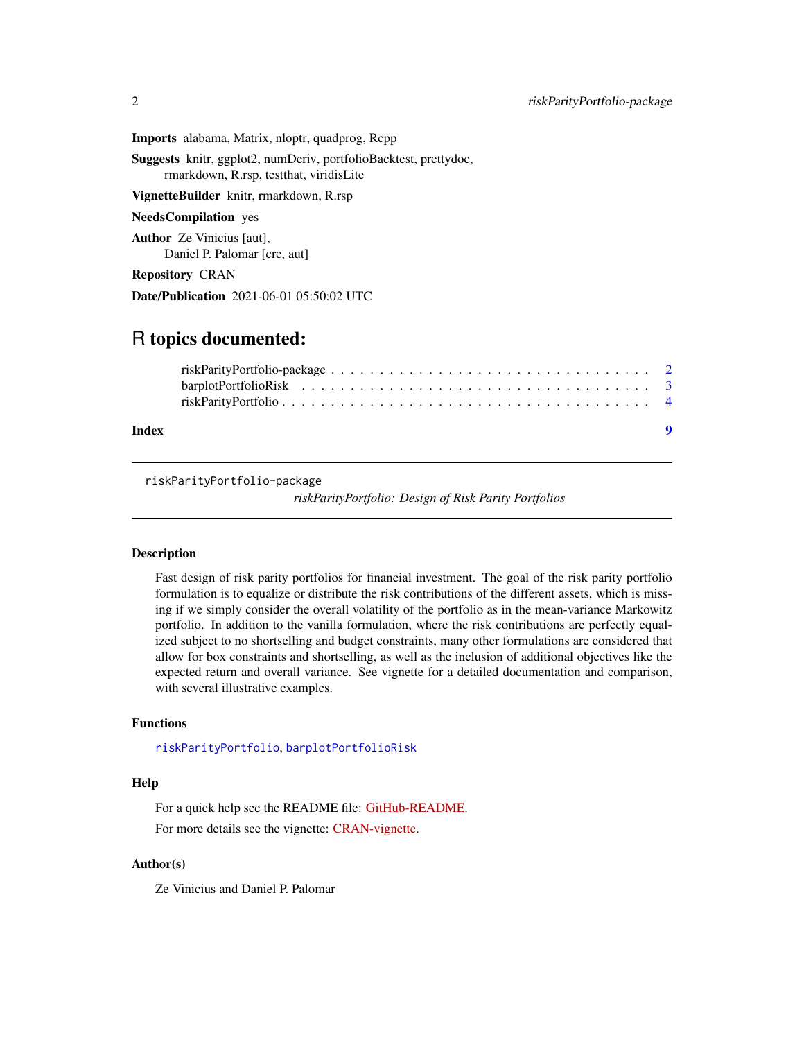**Imports** alabama, Matrix, nloptr, quadprog, Rcpp

**Suggests** knitr, ggplot2, numDeriv, portfolioBacktest, prettydoc, rmarkdown, R.rsp, testthat, viridisLite

**VignetteBuilder** knitr, rmarkdown, R.rsp

**NeedsCompilation** yes

**Author** Ze Vinicius [aut], Daniel P. Palomar [cre, aut]

**Repository** CRAN

**Date/Publication** 2021-06-01 05:50:02 UTC

# R topics documented:

- riskParityPortfolio-package . . . . . . . . . . . . . . . . . . . . . . . . . . . . . . . 2
- barplotPortfolioRisk . . . . . . . . . . . . . . . . . . . . . . . . . . . . . . . . . . . 3
- riskParityPortfolio . . . . . . . . . . . . . . . . . . . . . . . . . . . . . . . . . . . . 4

**Index** 9

---

`riskParityPortfolio-package` &nbsp;&nbsp;&nbsp; *riskParityPortfolio: Design of Risk Parity Portfolios*

---

## Description

Fast design of risk parity portfolios for financial investment. The goal of the risk parity portfolio formulation is to equalize or distribute the risk contributions of the different assets, which is missing if we simply consider the overall volatility of the portfolio as in the mean-variance Markowitz portfolio. In addition to the vanilla formulation, where the risk contributions are perfectly equalized subject to no shortselling and budget constraints, many other formulations are considered that allow for box constraints and shortselling, as well as the inclusion of additional objectives like the expected return and overall variance. See vignette for a detailed documentation and comparison, with several illustrative examples.

## Functions

`riskParityPortfolio`, `barplotPortfolioRisk`

## Help

For a quick help see the README file: GitHub-README.

For more details see the vignette: CRAN-vignette.

## Author(s)

Ze Vinicius and Daniel P. Palomar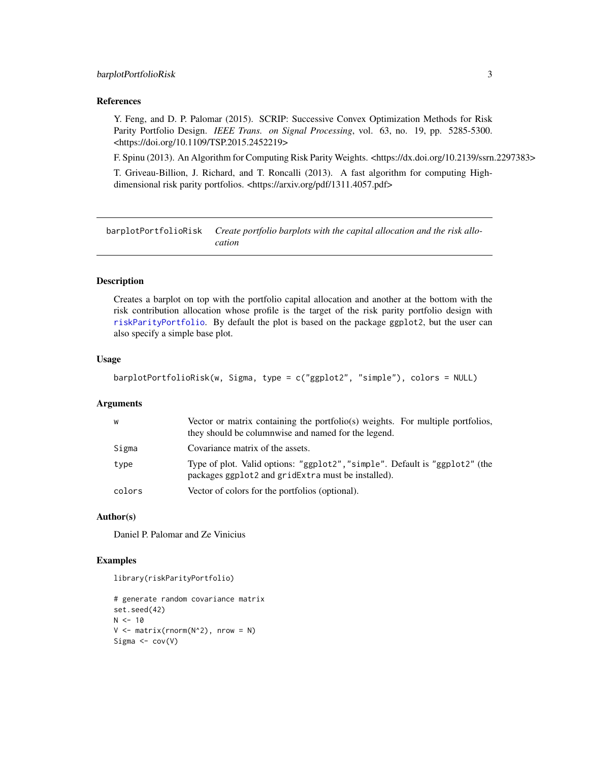### References

Y. Feng, and D. P. Palomar (2015). SCRIP: Successive Convex Optimization Methods for Risk Parity Portfolio Design. *IEEE Trans. on Signal Processing*, vol. 63, no. 19, pp. 5285-5300. <https://doi.org/10.1109/TSP.2015.2452219>

F. Spinu (2013). An Algorithm for Computing Risk Parity Weights. <https://dx.doi.org/10.2139/ssrn.2297383>

T. Griveau-Billion, J. Richard, and T. Roncalli (2013). A fast algorithm for computing High-dimensional risk parity portfolios. <https://arxiv.org/pdf/1311.4057.pdf>

## barplotPortfolioRisk — *Create portfolio barplots with the capital allocation and the risk allocation*

### Description

Creates a barplot on top with the portfolio capital allocation and another at the bottom with the risk contribution allocation whose profile is the target of the risk parity portfolio design with `riskParityPortfolio`. By default the plot is based on the package `ggplot2`, but the user can also specify a simple base plot.

### Usage

```
barplotPortfolioRisk(w, Sigma, type = c("ggplot2", "simple"), colors = NULL)
```

### Arguments

| | |
|---|---|
| `w` | Vector or matrix containing the portfolio(s) weights. For multiple portfolios, they should be columnwise and named for the legend. |
| `Sigma` | Covariance matrix of the assets. |
| `type` | Type of plot. Valid options: `"ggplot2","simple"`. Default is `"ggplot2"` (the packages `ggplot2` and `gridExtra` must be installed). |
| `colors` | Vector of colors for the portfolios (optional). |

### Author(s)

Daniel P. Palomar and Ze Vinicius

### Examples

```
library(riskParityPortfolio)

# generate random covariance matrix
set.seed(42)
N <- 10
V <- matrix(rnorm(N^2), nrow = N)
Sigma <- cov(V)
```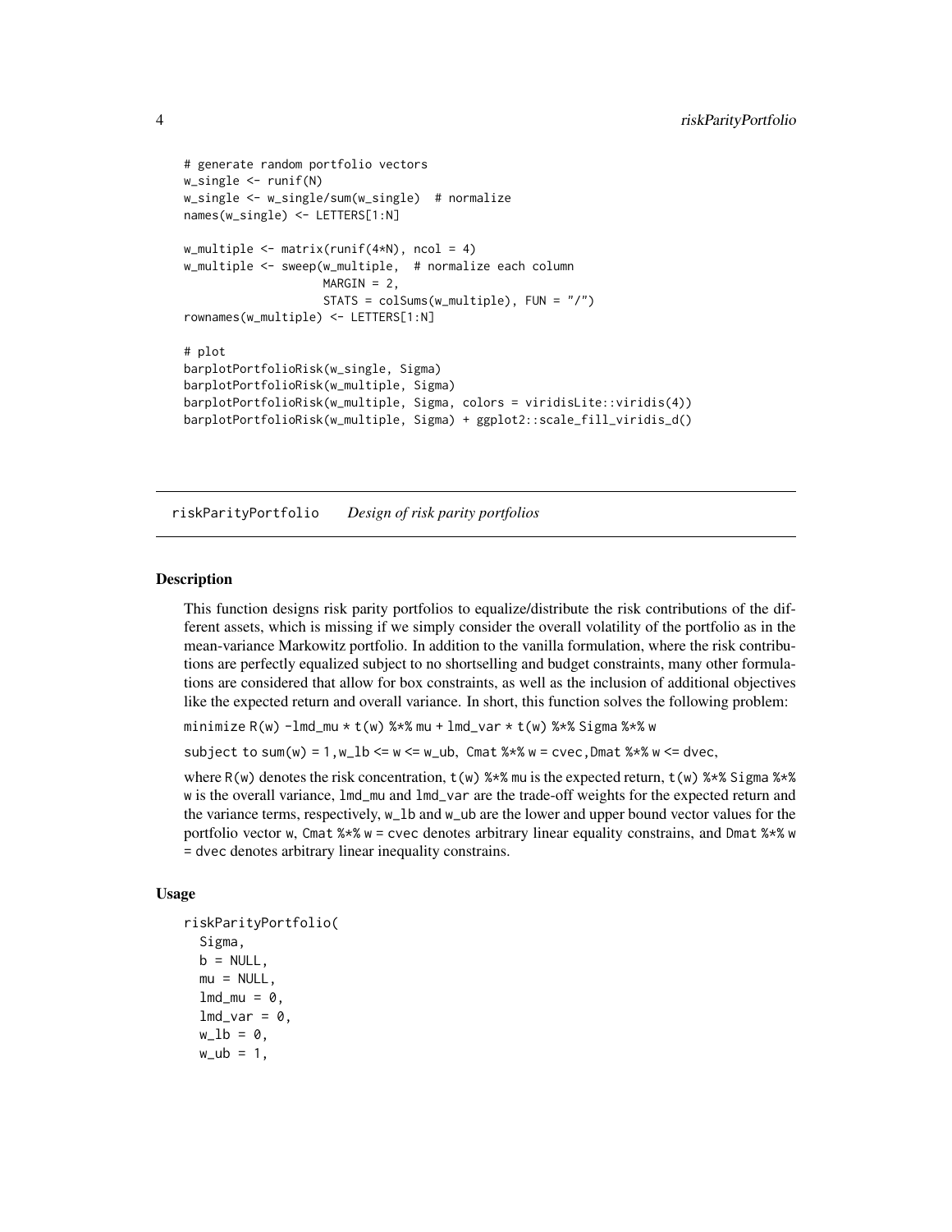```
# generate random portfolio vectors
w_single <- runif(N)
w_single <- w_single/sum(w_single)  # normalize
names(w_single) <- LETTERS[1:N]

w_multiple <- matrix(runif(4*N), ncol = 4)
w_multiple <- sweep(w_multiple,  # normalize each column
                    MARGIN = 2,
                    STATS = colSums(w_multiple), FUN = "/")
rownames(w_multiple) <- LETTERS[1:N]

# plot
barplotPortfolioRisk(w_single, Sigma)
barplotPortfolioRisk(w_multiple, Sigma)
barplotPortfolioRisk(w_multiple, Sigma, colors = viridisLite::viridis(4))
barplotPortfolioRisk(w_multiple, Sigma) + ggplot2::scale_fill_viridis_d()
```

## riskParityPortfolio *Design of risk parity portfolios*

### Description

This function designs risk parity portfolios to equalize/distribute the risk contributions of the different assets, which is missing if we simply consider the overall volatility of the portfolio as in the mean-variance Markowitz portfolio. In addition to the vanilla formulation, where the risk contributions are perfectly equalized subject to no shortselling and budget constraints, many other formulations are considered that allow for box constraints, as well as the inclusion of additional objectives like the expected return and overall variance. In short, this function solves the following problem:

minimize `R(w) -lmd_mu * t(w) %*% mu + lmd_var * t(w) %*% Sigma %*% w`

subject to `sum(w) = 1`, `w_lb <= w <= w_ub`, `Cmat %*% w = cvec`, `Dmat %*% w <= dvec`,

where `R(w)` denotes the risk concentration, `t(w) %*% mu` is the expected return, `t(w) %*% Sigma %*% w` is the overall variance, `lmd_mu` and `lmd_var` are the trade-off weights for the expected return and the variance terms, respectively, `w_lb` and `w_ub` are the lower and upper bound vector values for the portfolio vector `w`, `Cmat %*% w = cvec` denotes arbitrary linear equality constrains, and `Dmat %*% w = dvec` denotes arbitrary linear inequality constrains.

### Usage

```
riskParityPortfolio(
  Sigma,
  b = NULL,
  mu = NULL,
  lmd_mu = 0,
  lmd_var = 0,
  w_lb = 0,
  w_ub = 1,
```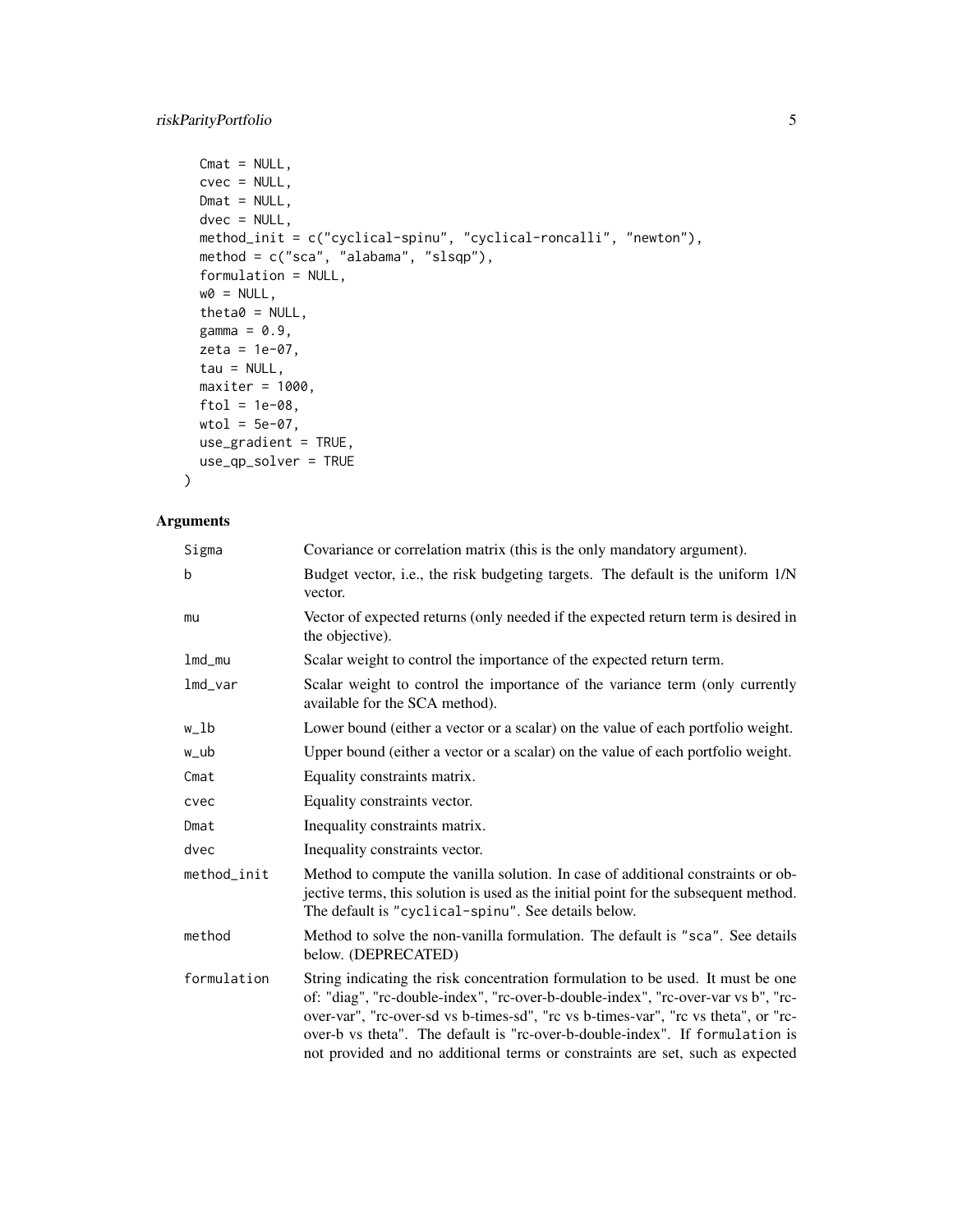```
  Cmat = NULL,
  cvec = NULL,
  Dmat = NULL,
  dvec = NULL,
  method_init = c("cyclical-spinu", "cyclical-roncalli", "newton"),
  method = c("sca", "alabama", "slsqp"),
  formulation = NULL,
  w0 = NULL,
  theta0 = NULL,
  gamma = 0.9,
  zeta = 1e-07,
  tau = NULL,
  maxiter = 1000,
  ftol = 1e-08,
  wtol = 5e-07,
  use_gradient = TRUE,
  use_qp_solver = TRUE
)
```

## Arguments

| Argument | Description |
|---|---|
| Sigma | Covariance or correlation matrix (this is the only mandatory argument). |
| b | Budget vector, i.e., the risk budgeting targets. The default is the uniform 1/N vector. |
| mu | Vector of expected returns (only needed if the expected return term is desired in the objective). |
| lmd_mu | Scalar weight to control the importance of the expected return term. |
| lmd_var | Scalar weight to control the importance of the variance term (only currently available for the SCA method). |
| w_lb | Lower bound (either a vector or a scalar) on the value of each portfolio weight. |
| w_ub | Upper bound (either a vector or a scalar) on the value of each portfolio weight. |
| Cmat | Equality constraints matrix. |
| cvec | Equality constraints vector. |
| Dmat | Inequality constraints matrix. |
| dvec | Inequality constraints vector. |
| method_init | Method to compute the vanilla solution. In case of additional constraints or objective terms, this solution is used as the initial point for the subsequent method. The default is `"cyclical-spinu"`. See details below. |
| method | Method to solve the non-vanilla formulation. The default is `"sca"`. See details below. (DEPRECATED) |
| formulation | String indicating the risk concentration formulation to be used. It must be one of: "diag", "rc-double-index", "rc-over-b-double-index", "rc-over-var vs b", "rc-over-var", "rc-over-sd vs b-times-sd", "rc vs b-times-var", "rc vs theta", or "rc-over-b vs theta". The default is "rc-over-b-double-index". If `formulation` is not provided and no additional terms or constraints are set, such as expected |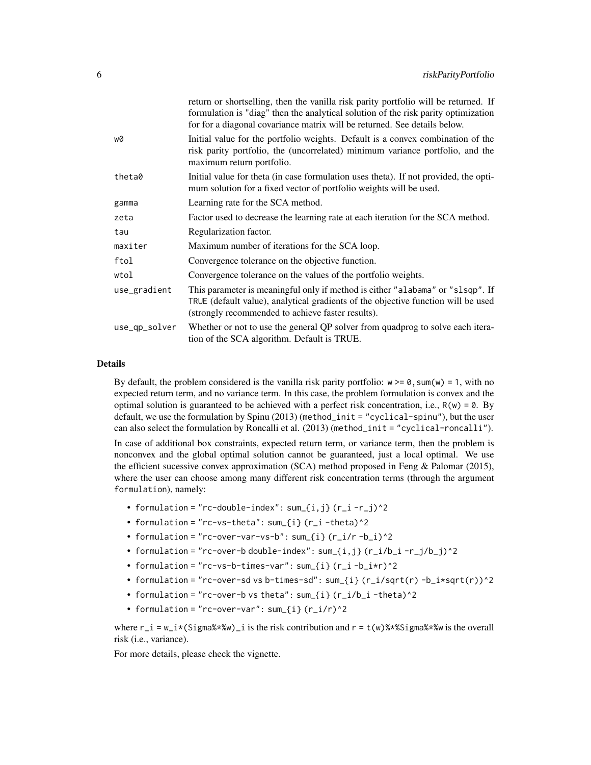| | |
|---|---|
| | return or shortselling, then the vanilla risk parity portfolio will be returned. If formulation is "diag" then the analytical solution of the risk parity optimization for for a diagonal covariance matrix will be returned. See details below. |
| `w0` | Initial value for the portfolio weights. Default is a convex combination of the risk parity portfolio, the (uncorrelated) minimum variance portfolio, and the maximum return portfolio. |
| `theta0` | Initial value for theta (in case formulation uses theta). If not provided, the optimum solution for a fixed vector of portfolio weights will be used. |
| `gamma` | Learning rate for the SCA method. |
| `zeta` | Factor used to decrease the learning rate at each iteration for the SCA method. |
| `tau` | Regularization factor. |
| `maxiter` | Maximum number of iterations for the SCA loop. |
| `ftol` | Convergence tolerance on the objective function. |
| `wtol` | Convergence tolerance on the values of the portfolio weights. |
| `use_gradient` | This parameter is meaningful only if method is either "alabama" or "slsqp". If TRUE (default value), analytical gradients of the objective function will be used (strongly recommended to achieve faster results). |
| `use_qp_solver` | Whether or not to use the general QP solver from quadprog to solve each iteration of the SCA algorithm. Default is TRUE. |

## Details

By default, the problem considered is the vanilla risk parity portfolio: `w >= 0, sum(w) = 1`, with no expected return term, and no variance term. In this case, the problem formulation is convex and the optimal solution is guaranteed to be achieved with a perfect risk concentration, i.e., `R(w) = 0`. By default, we use the formulation by Spinu (2013) (`method_init = "cyclical-spinu"`), but the user can also select the formulation by Roncalli et al. (2013) (`method_init = "cyclical-roncalli"`).

In case of additional box constraints, expected return term, or variance term, then the problem is nonconvex and the global optimal solution cannot be guaranteed, just a local optimal. We use the efficient sucessive convex approximation (SCA) method proposed in Feng & Palomar (2015), where the user can choose among many different risk concentration terms (through the argument `formulation`), namely:

- `formulation = "rc-double-index": sum_{i,j} (r_i - r_j)^2`
- `formulation = "rc-vs-theta": sum_{i} (r_i - theta)^2`
- `formulation = "rc-over-var-vs-b": sum_{i} (r_i/r - b_i)^2`
- `formulation = "rc-over-b double-index": sum_{i,j} (r_i/b_i - r_j/b_j)^2`
- `formulation = "rc-vs-b-times-var": sum_{i} (r_i - b_i*r)^2`
- `formulation = "rc-over-sd vs b-times-sd": sum_{i} (r_i/sqrt(r) - b_i*sqrt(r))^2`
- `formulation = "rc-over-b vs theta": sum_{i} (r_i/b_i - theta)^2`
- `formulation = "rc-over-var": sum_{i} (r_i/r)^2`

where `r_i = w_i*(Sigma%*%w)_i` is the risk contribution and `r = t(w)%*%Sigma%*%w` is the overall risk (i.e., variance).

For more details, please check the vignette.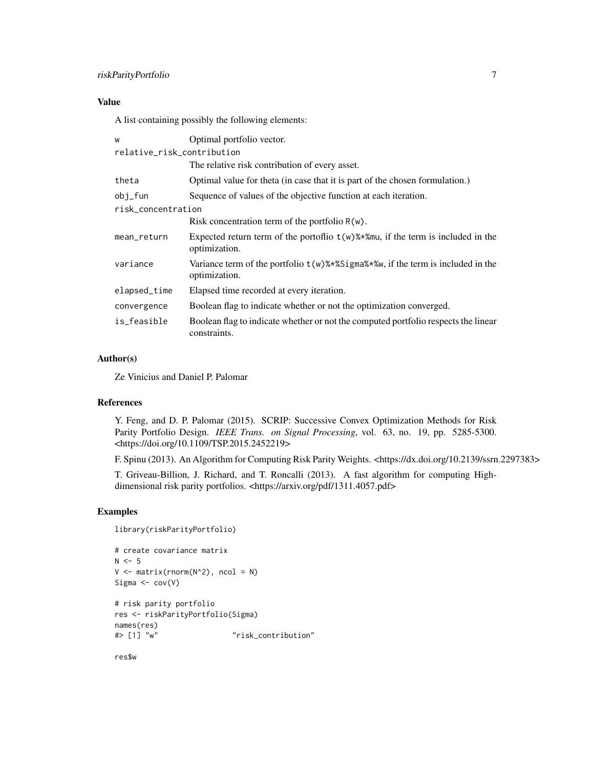## Value

A list containing possibly the following elements:

| | |
|---|---|
| `w` | Optimal portfolio vector. |
| `relative_risk_contribution` | The relative risk contribution of every asset. |
| `theta` | Optimal value for theta (in case that it is part of the chosen formulation.) |
| `obj_fun` | Sequence of values of the objective function at each iteration. |
| `risk_concentration` | Risk concentration term of the portfolio `R(w)`. |
| `mean_return` | Expected return term of the portoflio `t(w)%*%mu`, if the term is included in the optimization. |
| `variance` | Variance term of the portfolio `t(w)%*%Sigma%*%w`, if the term is included in the optimization. |
| `elapsed_time` | Elapsed time recorded at every iteration. |
| `convergence` | Boolean flag to indicate whether or not the optimization converged. |
| `is_feasible` | Boolean flag to indicate whether or not the computed portfolio respects the linear constraints. |

## Author(s)

Ze Vinicius and Daniel P. Palomar

## References

Y. Feng, and D. P. Palomar (2015). SCRIP: Successive Convex Optimization Methods for Risk Parity Portfolio Design. *IEEE Trans. on Signal Processing*, vol. 63, no. 19, pp. 5285-5300. <https://doi.org/10.1109/TSP.2015.2452219>

F. Spinu (2013). An Algorithm for Computing Risk Parity Weights. <https://dx.doi.org/10.2139/ssrn.2297383>

T. Griveau-Billion, J. Richard, and T. Roncalli (2013). A fast algorithm for computing High-dimensional risk parity portfolios. <https://arxiv.org/pdf/1311.4057.pdf>

## Examples

```
library(riskParityPortfolio)

# create covariance matrix
N <- 5
V <- matrix(rnorm(N^2), ncol = N)
Sigma <- cov(V)

# risk parity portfolio
res <- riskParityPortfolio(Sigma)
names(res)
#> [1] "w"                 "risk_contribution"

res$w
```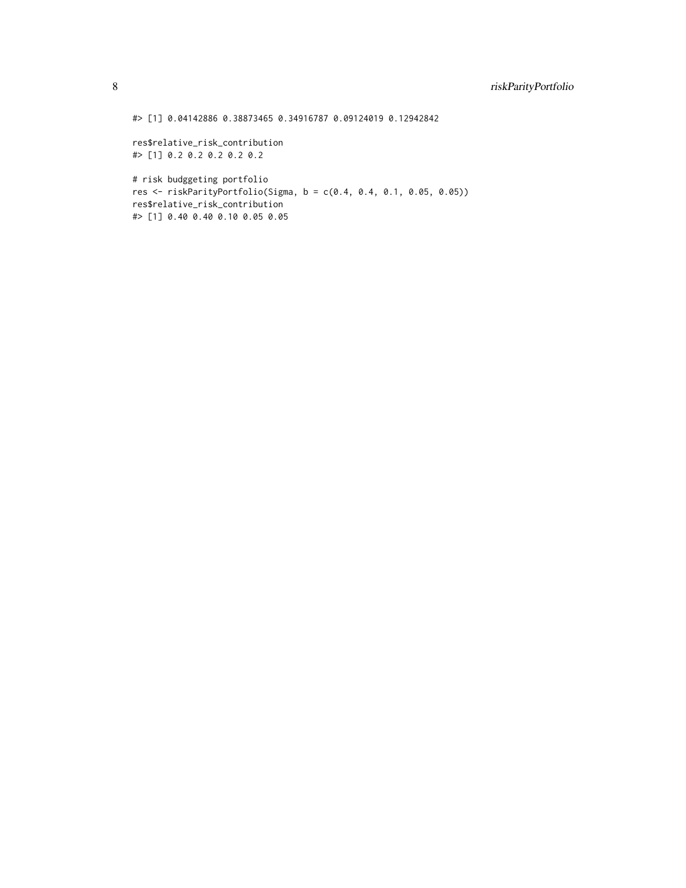```
#> [1] 0.04142886 0.38873465 0.34916787 0.09124019 0.12942842

res$relative_risk_contribution
#> [1] 0.2 0.2 0.2 0.2 0.2

# risk budggeting portfolio
res <- riskParityPortfolio(Sigma, b = c(0.4, 0.4, 0.1, 0.05, 0.05))
res$relative_risk_contribution
#> [1] 0.40 0.40 0.10 0.05 0.05
```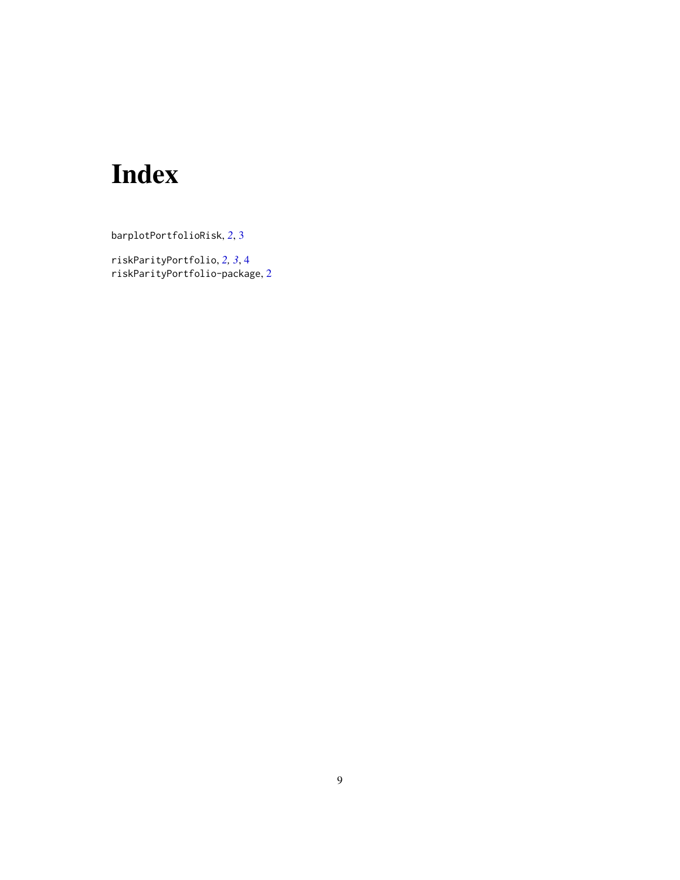# Index

barplotPortfolioRisk, *2*, 3

riskParityPortfolio, *2, 3*, 4
riskParityPortfolio-package, 2